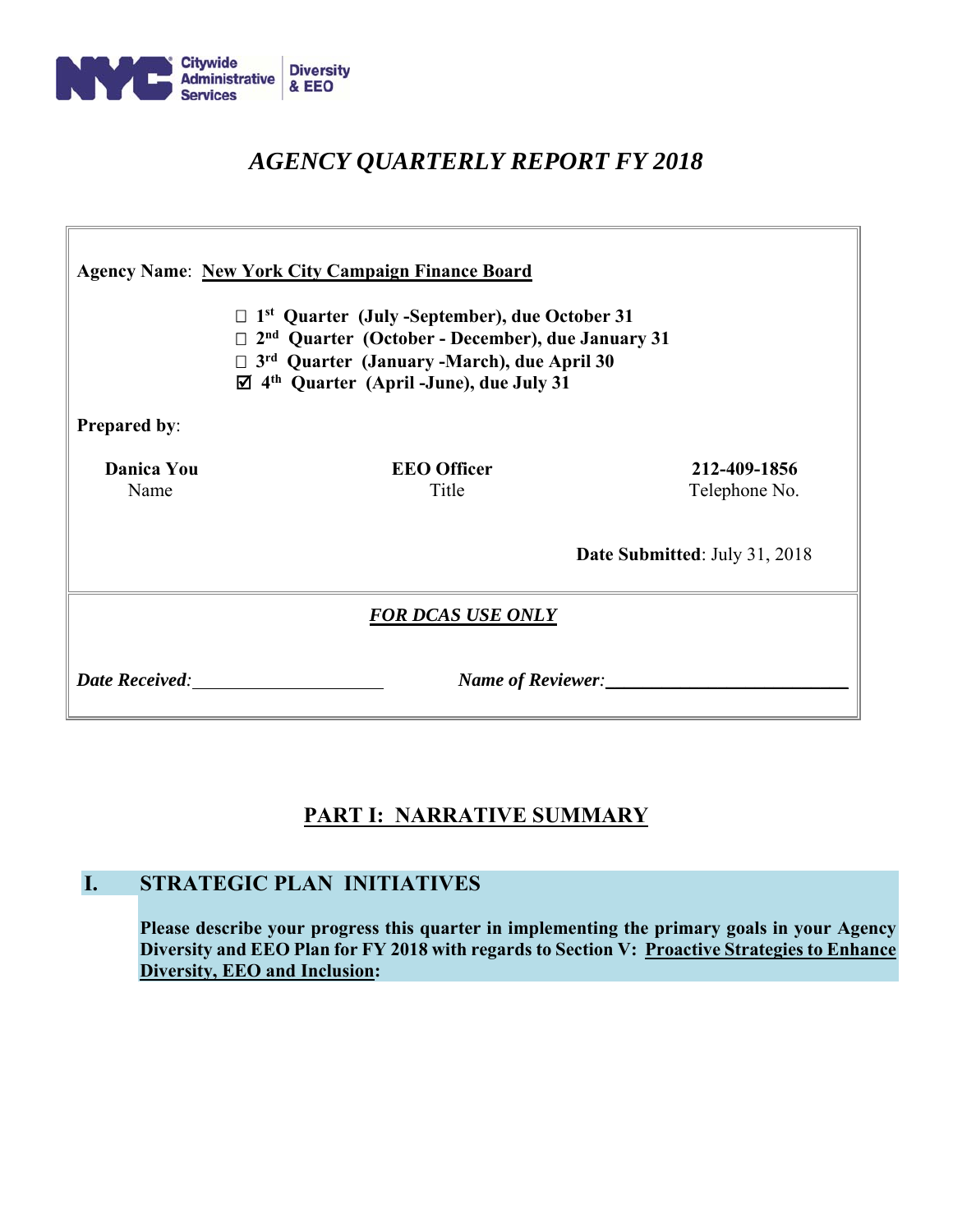NYC Citywide Administrative Services | Diversity & EEO

# *AGENCY QUARTERLY REPORT FY 2018*

**Agency Name**: **New York City Campaign Finance Board**

☐ **1st Quarter (July -September), due October 31**
☐ **2nd Quarter (October - December), due January 31**
☐ **3rd Quarter (January -March), due April 30**
☑ **4th Quarter (April -June), due July 31**

**Prepared by**:

| **Danica You** | **EEO Officer** | **212-409-1856** |
|---|---|---|
| Name | Title | Telephone No. |

**Date Submitted**: July 31, 2018

***FOR DCAS USE ONLY***

***Date Received:*** ____________________ ***Name of Reviewer:*** ________________________

## PART I: NARRATIVE SUMMARY

### I. STRATEGIC PLAN INITIATIVES

**Please describe your progress this quarter in implementing the primary goals in your Agency Diversity and EEO Plan for FY 2018 with regards to Section V: Proactive Strategies to Enhance Diversity, EEO and Inclusion:**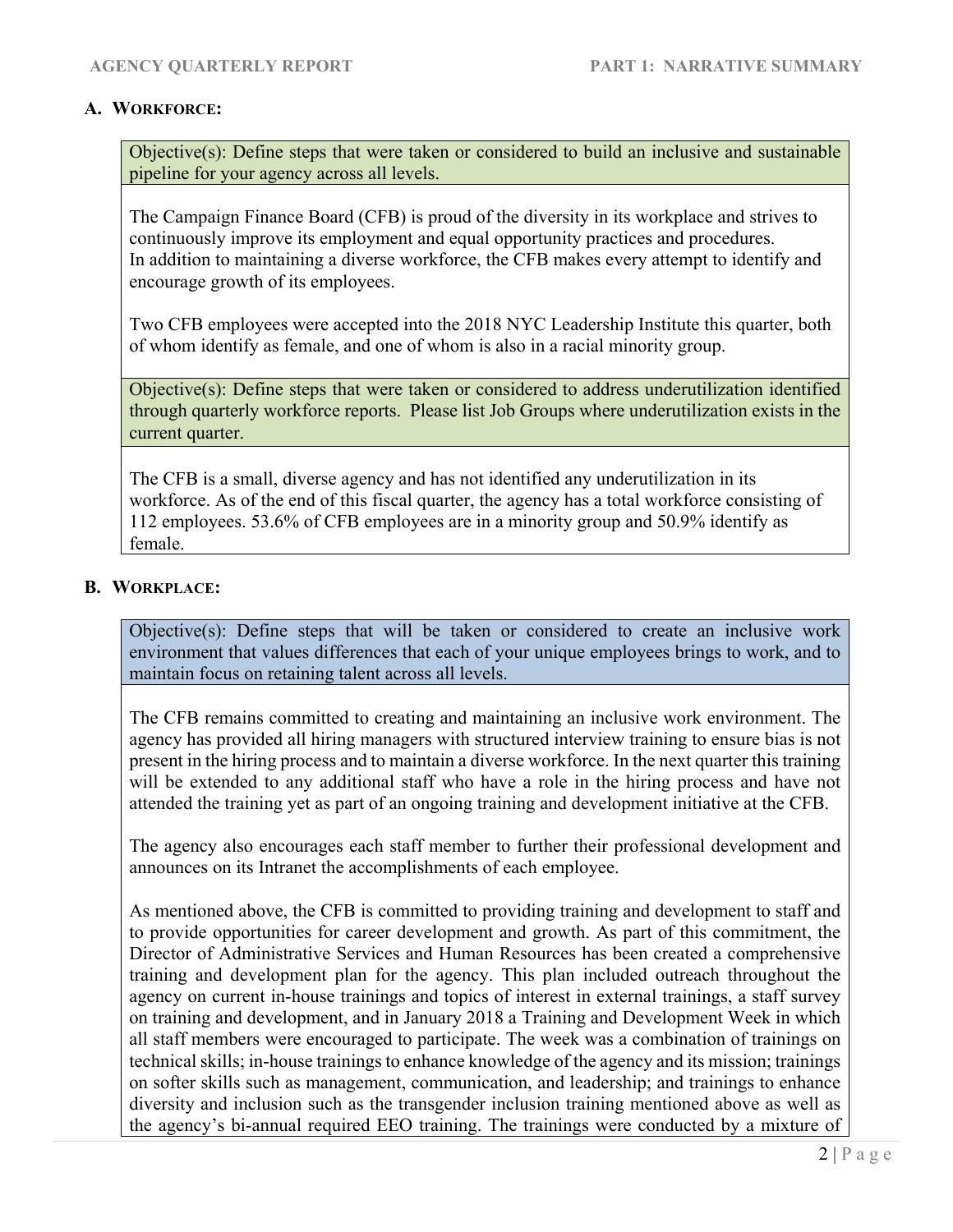## A. Workforce:

Objective(s): Define steps that were taken or considered to build an inclusive and sustainable pipeline for your agency across all levels.

The Campaign Finance Board (CFB) is proud of the diversity in its workplace and strives to continuously improve its employment and equal opportunity practices and procedures. In addition to maintaining a diverse workforce, the CFB makes every attempt to identify and encourage growth of its employees.

Two CFB employees were accepted into the 2018 NYC Leadership Institute this quarter, both of whom identify as female, and one of whom is also in a racial minority group.

Objective(s): Define steps that were taken or considered to address underutilization identified through quarterly workforce reports. Please list Job Groups where underutilization exists in the current quarter.

The CFB is a small, diverse agency and has not identified any underutilization in its workforce. As of the end of this fiscal quarter, the agency has a total workforce consisting of 112 employees. 53.6% of CFB employees are in a minority group and 50.9% identify as female.

## B. Workplace:

Objective(s): Define steps that will be taken or considered to create an inclusive work environment that values differences that each of your unique employees brings to work, and to maintain focus on retaining talent across all levels.

The CFB remains committed to creating and maintaining an inclusive work environment. The agency has provided all hiring managers with structured interview training to ensure bias is not present in the hiring process and to maintain a diverse workforce. In the next quarter this training will be extended to any additional staff who have a role in the hiring process and have not attended the training yet as part of an ongoing training and development initiative at the CFB.

The agency also encourages each staff member to further their professional development and announces on its Intranet the accomplishments of each employee.

As mentioned above, the CFB is committed to providing training and development to staff and to provide opportunities for career development and growth. As part of this commitment, the Director of Administrative Services and Human Resources has been created a comprehensive training and development plan for the agency. This plan included outreach throughout the agency on current in-house trainings and topics of interest in external trainings, a staff survey on training and development, and in January 2018 a Training and Development Week in which all staff members were encouraged to participate. The week was a combination of trainings on technical skills; in-house trainings to enhance knowledge of the agency and its mission; trainings on softer skills such as management, communication, and leadership; and trainings to enhance diversity and inclusion such as the transgender inclusion training mentioned above as well as the agency's bi-annual required EEO training. The trainings were conducted by a mixture of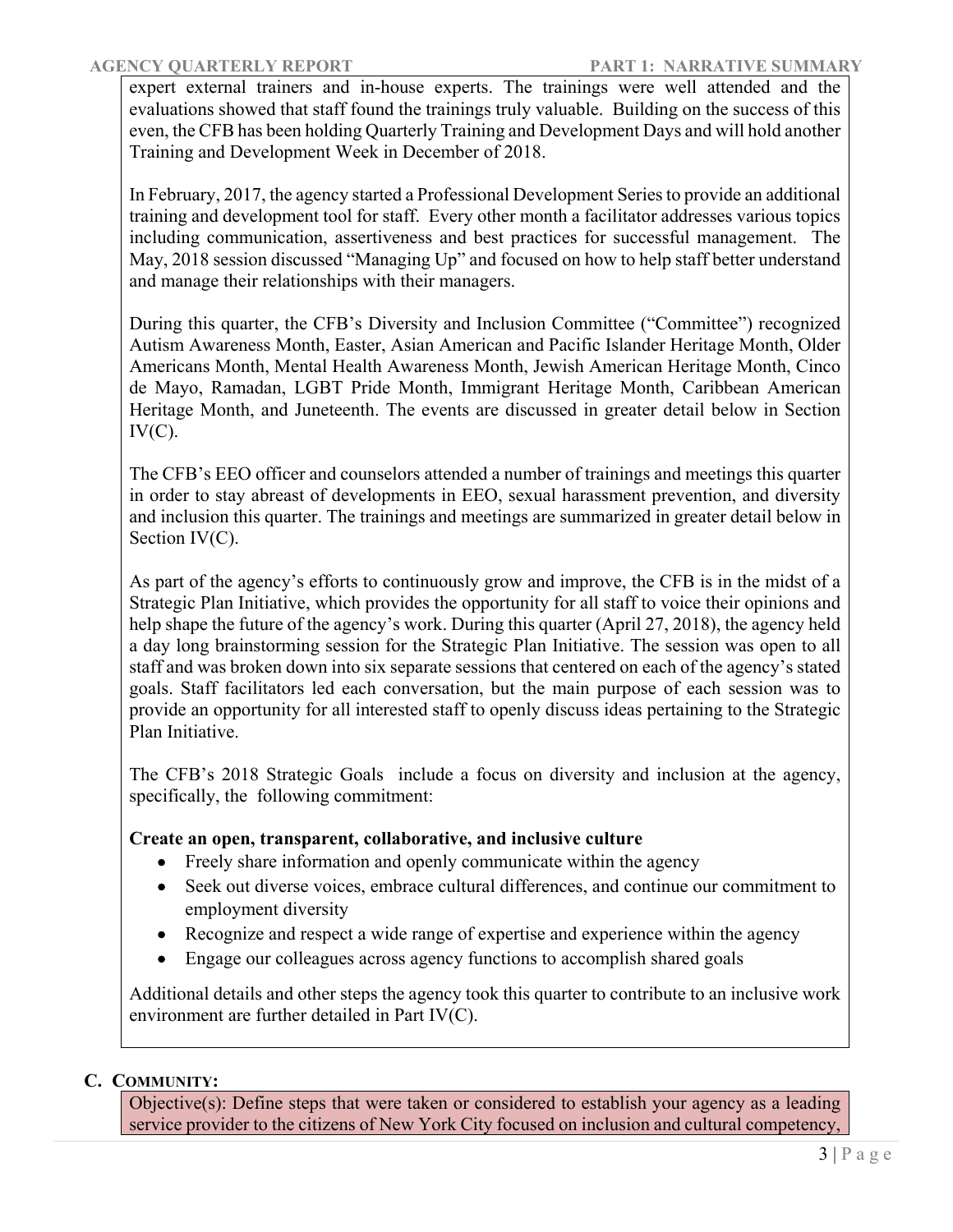expert external trainers and in-house experts. The trainings were well attended and the evaluations showed that staff found the trainings truly valuable. Building on the success of this even, the CFB has been holding Quarterly Training and Development Days and will hold another Training and Development Week in December of 2018.

In February, 2017, the agency started a Professional Development Series to provide an additional training and development tool for staff. Every other month a facilitator addresses various topics including communication, assertiveness and best practices for successful management. The May, 2018 session discussed "Managing Up" and focused on how to help staff better understand and manage their relationships with their managers.

During this quarter, the CFB's Diversity and Inclusion Committee ("Committee") recognized Autism Awareness Month, Easter, Asian American and Pacific Islander Heritage Month, Older Americans Month, Mental Health Awareness Month, Jewish American Heritage Month, Cinco de Mayo, Ramadan, LGBT Pride Month, Immigrant Heritage Month, Caribbean American Heritage Month, and Juneteenth. The events are discussed in greater detail below in Section IV(C).

The CFB's EEO officer and counselors attended a number of trainings and meetings this quarter in order to stay abreast of developments in EEO, sexual harassment prevention, and diversity and inclusion this quarter. The trainings and meetings are summarized in greater detail below in Section IV(C).

As part of the agency's efforts to continuously grow and improve, the CFB is in the midst of a Strategic Plan Initiative, which provides the opportunity for all staff to voice their opinions and help shape the future of the agency's work. During this quarter (April 27, 2018), the agency held a day long brainstorming session for the Strategic Plan Initiative. The session was open to all staff and was broken down into six separate sessions that centered on each of the agency's stated goals. Staff facilitators led each conversation, but the main purpose of each session was to provide an opportunity for all interested staff to openly discuss ideas pertaining to the Strategic Plan Initiative.

The CFB's 2018 Strategic Goals include a focus on diversity and inclusion at the agency, specifically, the following commitment:

**Create an open, transparent, collaborative, and inclusive culture**

- Freely share information and openly communicate within the agency
- Seek out diverse voices, embrace cultural differences, and continue our commitment to employment diversity
- Recognize and respect a wide range of expertise and experience within the agency
- Engage our colleagues across agency functions to accomplish shared goals

Additional details and other steps the agency took this quarter to contribute to an inclusive work environment are further detailed in Part IV(C).

## C. Community:

Objective(s): Define steps that were taken or considered to establish your agency as a leading service provider to the citizens of New York City focused on inclusion and cultural competency,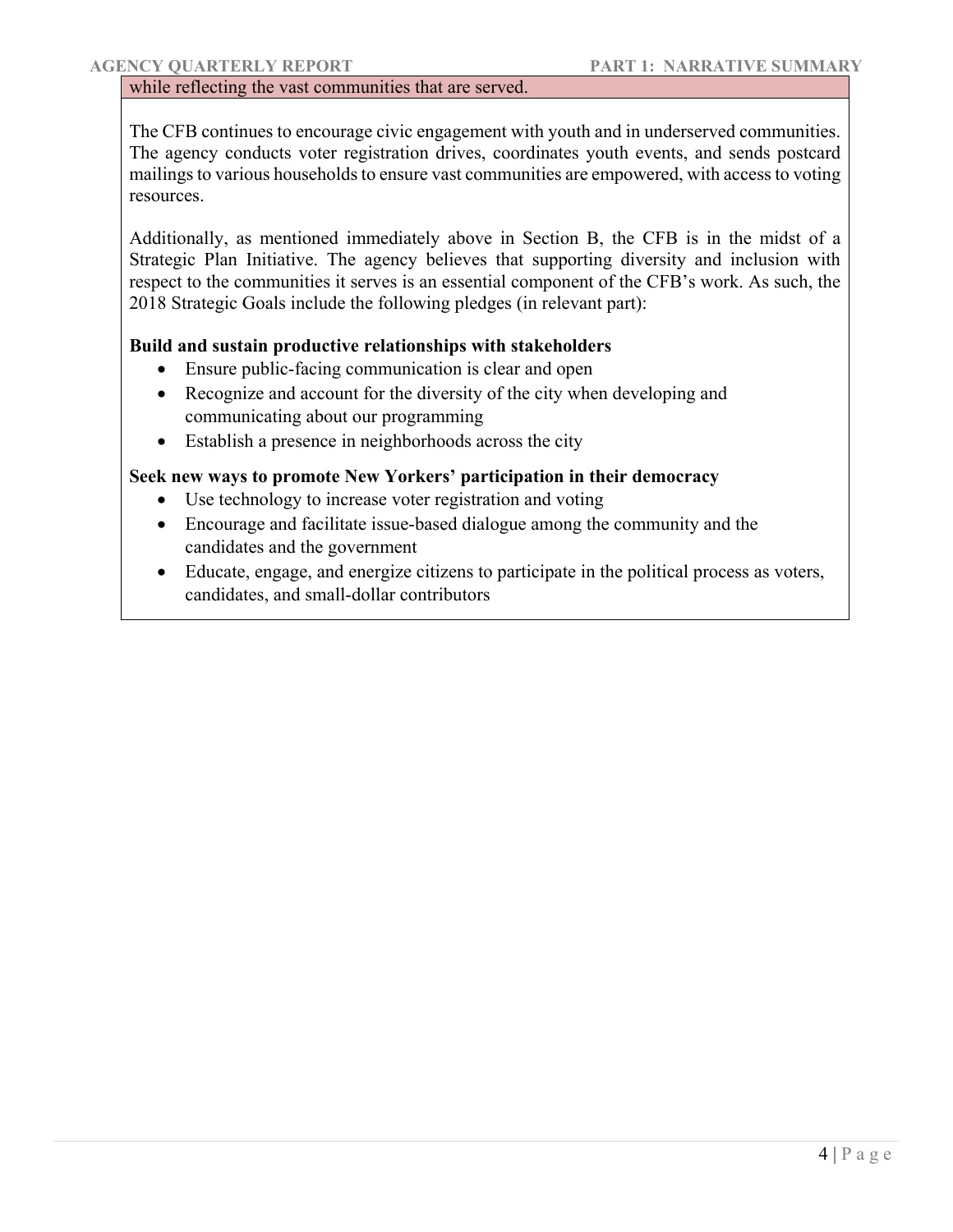while reflecting the vast communities that are served.

The CFB continues to encourage civic engagement with youth and in underserved communities. The agency conducts voter registration drives, coordinates youth events, and sends postcard mailings to various households to ensure vast communities are empowered, with access to voting resources.

Additionally, as mentioned immediately above in Section B, the CFB is in the midst of a Strategic Plan Initiative. The agency believes that supporting diversity and inclusion with respect to the communities it serves is an essential component of the CFB's work. As such, the 2018 Strategic Goals include the following pledges (in relevant part):

**Build and sustain productive relationships with stakeholders**

- Ensure public-facing communication is clear and open
- Recognize and account for the diversity of the city when developing and communicating about our programming
- Establish a presence in neighborhoods across the city

**Seek new ways to promote New Yorkers' participation in their democracy**

- Use technology to increase voter registration and voting
- Encourage and facilitate issue-based dialogue among the community and the candidates and the government
- Educate, engage, and energize citizens to participate in the political process as voters, candidates, and small-dollar contributors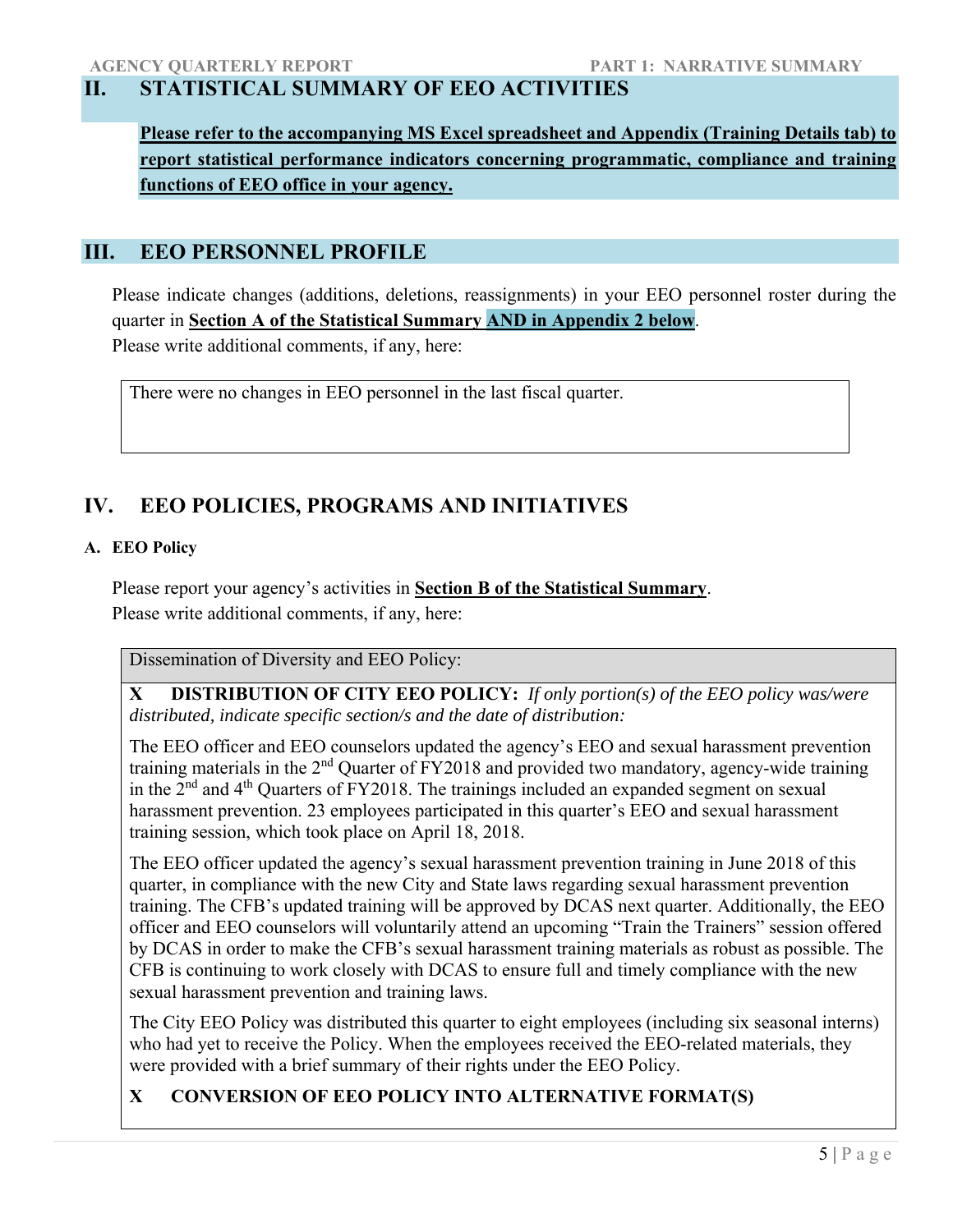## II. STATISTICAL SUMMARY OF EEO ACTIVITIES

**Please refer to the accompanying MS Excel spreadsheet and Appendix (Training Details tab) to report statistical performance indicators concerning programmatic, compliance and training functions of EEO office in your agency.**

## III. EEO PERSONNEL PROFILE

Please indicate changes (additions, deletions, reassignments) in your EEO personnel roster during the quarter in **Section A of the Statistical Summary AND in Appendix 2 below**.
Please write additional comments, if any, here:

| There were no changes in EEO personnel in the last fiscal quarter. |
|---|

## IV. EEO POLICIES, PROGRAMS AND INITIATIVES

### A. EEO Policy

Please report your agency's activities in **Section B of the Statistical Summary**.
Please write additional comments, if any, here:

Dissemination of Diversity and EEO Policy:

**X DISTRIBUTION OF CITY EEO POLICY:** *If only portion(s) of the EEO policy was/were distributed, indicate specific section/s and the date of distribution:*

The EEO officer and EEO counselors updated the agency's EEO and sexual harassment prevention training materials in the 2nd Quarter of FY2018 and provided two mandatory, agency-wide training in the 2nd and 4th Quarters of FY2018. The trainings included an expanded segment on sexual harassment prevention. 23 employees participated in this quarter's EEO and sexual harassment training session, which took place on April 18, 2018.

The EEO officer updated the agency's sexual harassment prevention training in June 2018 of this quarter, in compliance with the new City and State laws regarding sexual harassment prevention training. The CFB's updated training will be approved by DCAS next quarter. Additionally, the EEO officer and EEO counselors will voluntarily attend an upcoming "Train the Trainers" session offered by DCAS in order to make the CFB's sexual harassment training materials as robust as possible. The CFB is continuing to work closely with DCAS to ensure full and timely compliance with the new sexual harassment prevention and training laws.

The City EEO Policy was distributed this quarter to eight employees (including six seasonal interns) who had yet to receive the Policy. When the employees received the EEO-related materials, they were provided with a brief summary of their rights under the EEO Policy.

**X CONVERSION OF EEO POLICY INTO ALTERNATIVE FORMAT(S)**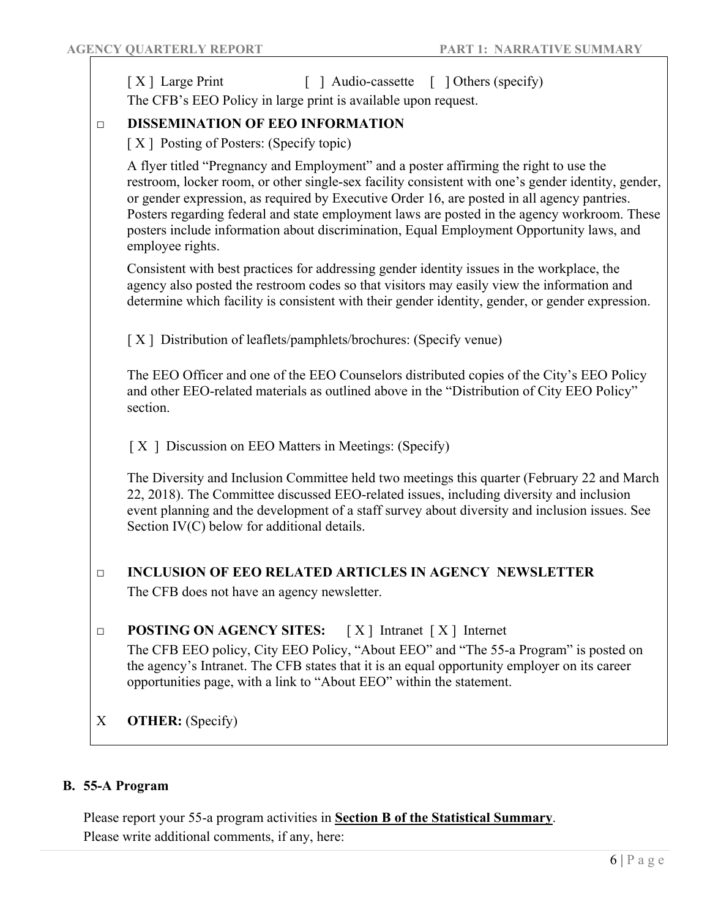[ X ] Large Print [ ] Audio-cassette [ ] Others (specify)

The CFB's EEO Policy in large print is available upon request.

□ **DISSEMINATION OF EEO INFORMATION**

[ X ] Posting of Posters: (Specify topic)

A flyer titled "Pregnancy and Employment" and a poster affirming the right to use the restroom, locker room, or other single-sex facility consistent with one's gender identity, gender, or gender expression, as required by Executive Order 16, are posted in all agency pantries. Posters regarding federal and state employment laws are posted in the agency workroom. These posters include information about discrimination, Equal Employment Opportunity laws, and employee rights.

Consistent with best practices for addressing gender identity issues in the workplace, the agency also posted the restroom codes so that visitors may easily view the information and determine which facility is consistent with their gender identity, gender, or gender expression.

[ X ] Distribution of leaflets/pamphlets/brochures: (Specify venue)

The EEO Officer and one of the EEO Counselors distributed copies of the City's EEO Policy and other EEO-related materials as outlined above in the "Distribution of City EEO Policy" section.

[ X ] Discussion on EEO Matters in Meetings: (Specify)

The Diversity and Inclusion Committee held two meetings this quarter (February 22 and March 22, 2018). The Committee discussed EEO-related issues, including diversity and inclusion event planning and the development of a staff survey about diversity and inclusion issues. See Section IV(C) below for additional details.

□ **INCLUSION OF EEO RELATED ARTICLES IN AGENCY NEWSLETTER**

The CFB does not have an agency newsletter.

□ **POSTING ON AGENCY SITES:** [ X ] Intranet [ X ] Internet

The CFB EEO policy, City EEO Policy, "About EEO" and "The 55-a Program" is posted on the agency's Intranet. The CFB states that it is an equal opportunity employer on its career opportunities page, with a link to "About EEO" within the statement.

X **OTHER:** (Specify)

### B. 55-A Program

Please report your 55-a program activities in **<u>Section B of the Statistical Summary</u>**.

Please write additional comments, if any, here: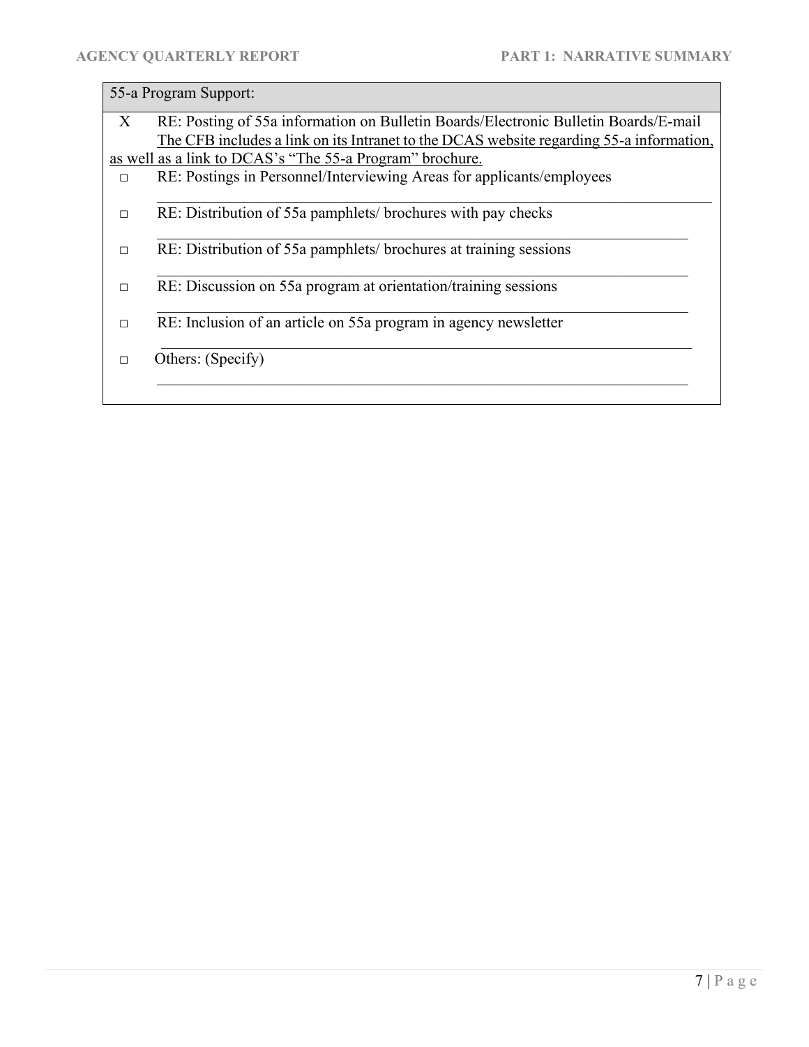55-a Program Support:

- X RE: Posting of 55a information on Bulletin Boards/Electronic Bulletin Boards/E-mail
  The CFB includes a link on its Intranet to the DCAS website regarding 55-a information, as well as a link to DCAS's "The 55-a Program" brochure.
- □ RE: Postings in Personnel/Interviewing Areas for applicants/employees
- □ RE: Distribution of 55a pamphlets/ brochures with pay checks
- □ RE: Distribution of 55a pamphlets/ brochures at training sessions
- □ RE: Discussion on 55a program at orientation/training sessions
- □ RE: Inclusion of an article on 55a program in agency newsletter
- □ Others: (Specify)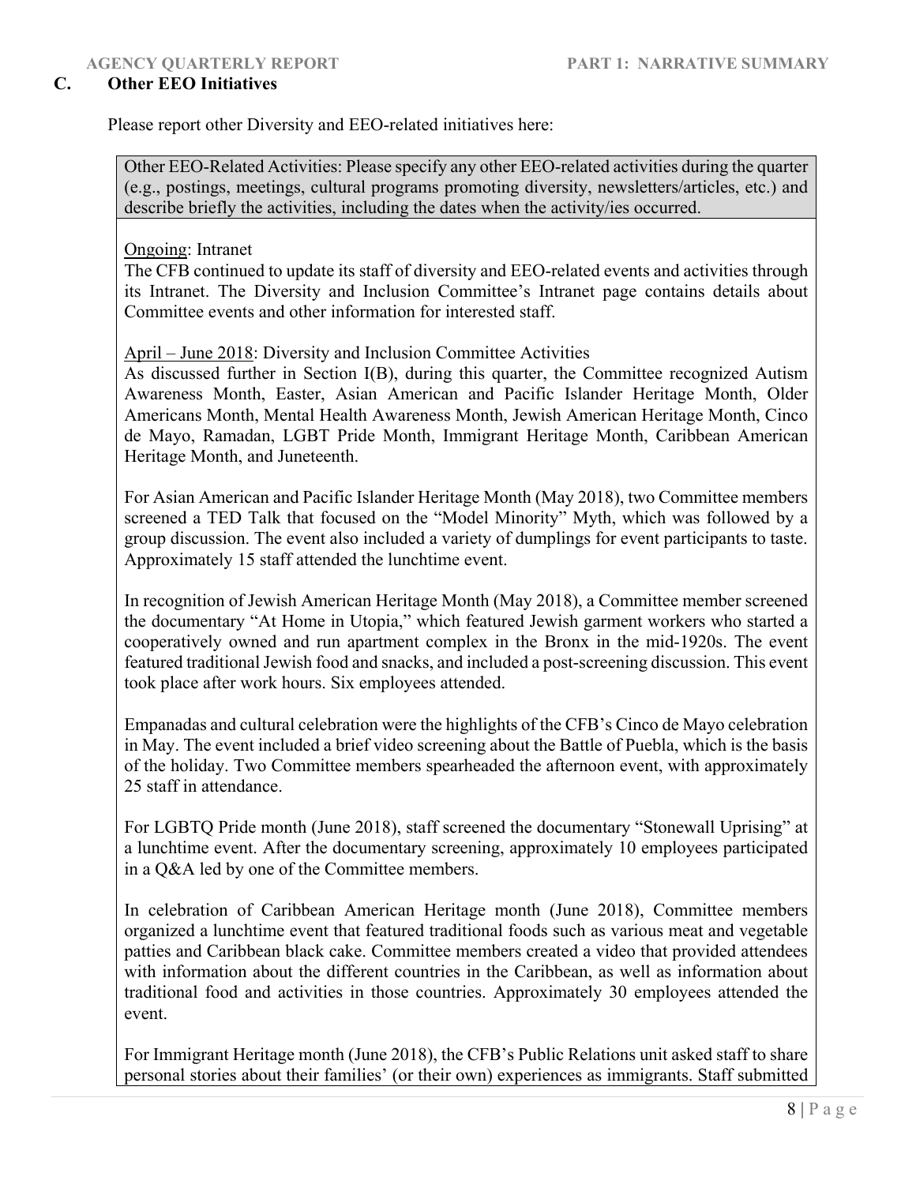## C. Other EEO Initiatives

Please report other Diversity and EEO-related initiatives here:

| Other EEO-Related Activities: Please specify any other EEO-related activities during the quarter (e.g., postings, meetings, cultural programs promoting diversity, newsletters/articles, etc.) and describe briefly the activities, including the dates when the activity/ies occurred. |
|---|

<u>Ongoing</u>: Intranet
The CFB continued to update its staff of diversity and EEO-related events and activities through its Intranet. The Diversity and Inclusion Committee's Intranet page contains details about Committee events and other information for interested staff.

<u>April – June 2018</u>: Diversity and Inclusion Committee Activities
As discussed further in Section I(B), during this quarter, the Committee recognized Autism Awareness Month, Easter, Asian American and Pacific Islander Heritage Month, Older Americans Month, Mental Health Awareness Month, Jewish American Heritage Month, Cinco de Mayo, Ramadan, LGBT Pride Month, Immigrant Heritage Month, Caribbean American Heritage Month, and Juneteenth.

For Asian American and Pacific Islander Heritage Month (May 2018), two Committee members screened a TED Talk that focused on the "Model Minority" Myth, which was followed by a group discussion. The event also included a variety of dumplings for event participants to taste. Approximately 15 staff attended the lunchtime event.

In recognition of Jewish American Heritage Month (May 2018), a Committee member screened the documentary "At Home in Utopia," which featured Jewish garment workers who started a cooperatively owned and run apartment complex in the Bronx in the mid-1920s. The event featured traditional Jewish food and snacks, and included a post-screening discussion. This event took place after work hours. Six employees attended.

Empanadas and cultural celebration were the highlights of the CFB's Cinco de Mayo celebration in May. The event included a brief video screening about the Battle of Puebla, which is the basis of the holiday. Two Committee members spearheaded the afternoon event, with approximately 25 staff in attendance.

For LGBTQ Pride month (June 2018), staff screened the documentary "Stonewall Uprising" at a lunchtime event. After the documentary screening, approximately 10 employees participated in a Q&A led by one of the Committee members.

In celebration of Caribbean American Heritage month (June 2018), Committee members organized a lunchtime event that featured traditional foods such as various meat and vegetable patties and Caribbean black cake. Committee members created a video that provided attendees with information about the different countries in the Caribbean, as well as information about traditional food and activities in those countries. Approximately 30 employees attended the event.

For Immigrant Heritage month (June 2018), the CFB's Public Relations unit asked staff to share personal stories about their families' (or their own) experiences as immigrants. Staff submitted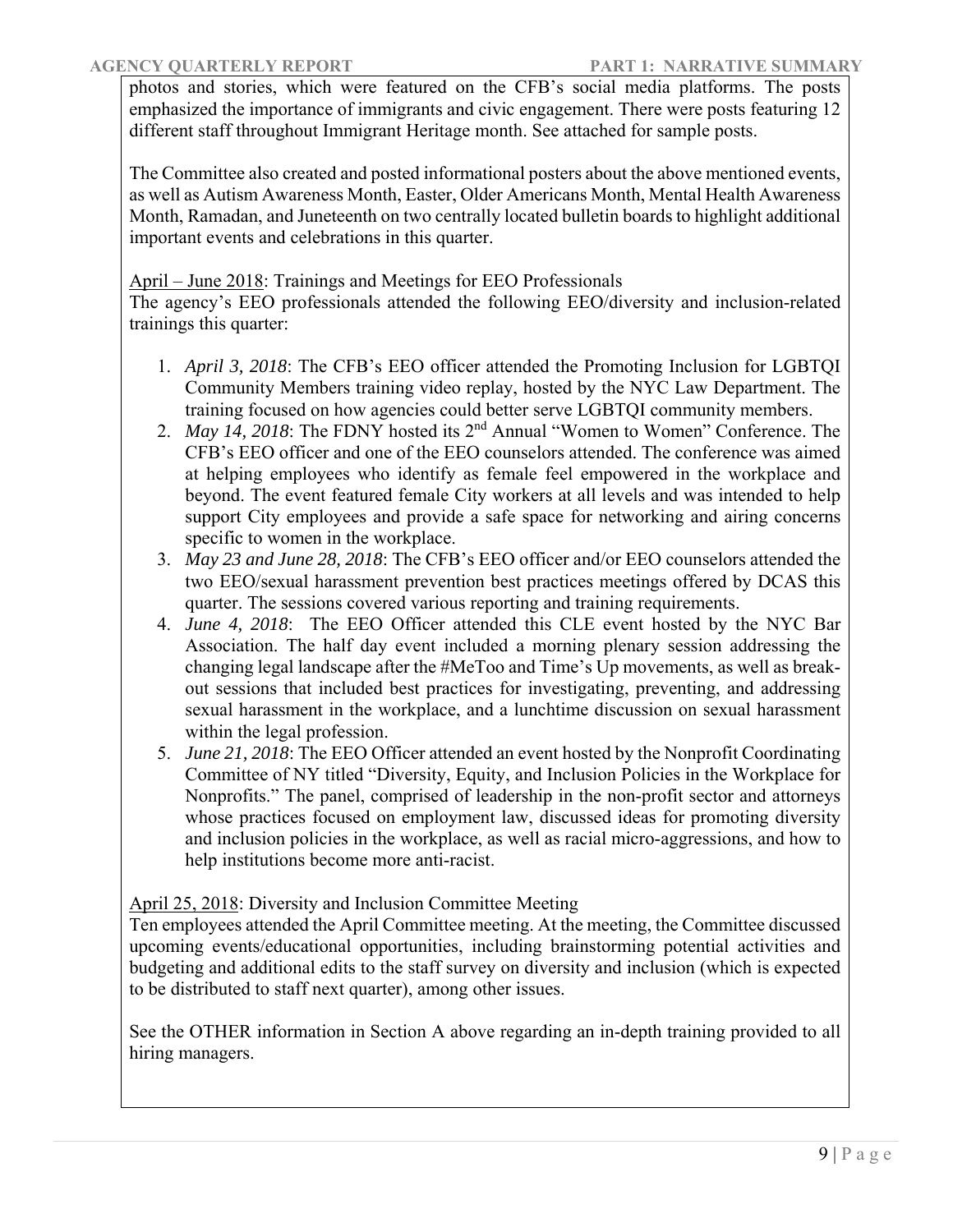photos and stories, which were featured on the CFB's social media platforms. The posts emphasized the importance of immigrants and civic engagement. There were posts featuring 12 different staff throughout Immigrant Heritage month. See attached for sample posts.

The Committee also created and posted informational posters about the above mentioned events, as well as Autism Awareness Month, Easter, Older Americans Month, Mental Health Awareness Month, Ramadan, and Juneteenth on two centrally located bulletin boards to highlight additional important events and celebrations in this quarter.

April – June 2018: Trainings and Meetings for EEO Professionals
The agency's EEO professionals attended the following EEO/diversity and inclusion-related trainings this quarter:

1. *April 3, 2018*: The CFB's EEO officer attended the Promoting Inclusion for LGBTQI Community Members training video replay, hosted by the NYC Law Department. The training focused on how agencies could better serve LGBTQI community members.
2. *May 14, 2018*: The FDNY hosted its 2nd Annual "Women to Women" Conference. The CFB's EEO officer and one of the EEO counselors attended. The conference was aimed at helping employees who identify as female feel empowered in the workplace and beyond. The event featured female City workers at all levels and was intended to help support City employees and provide a safe space for networking and airing concerns specific to women in the workplace.
3. *May 23 and June 28, 2018*: The CFB's EEO officer and/or EEO counselors attended the two EEO/sexual harassment prevention best practices meetings offered by DCAS this quarter. The sessions covered various reporting and training requirements.
4. *June 4, 2018*: The EEO Officer attended this CLE event hosted by the NYC Bar Association. The half day event included a morning plenary session addressing the changing legal landscape after the #MeToo and Time's Up movements, as well as break-out sessions that included best practices for investigating, preventing, and addressing sexual harassment in the workplace, and a lunchtime discussion on sexual harassment within the legal profession.
5. *June 21, 2018*: The EEO Officer attended an event hosted by the Nonprofit Coordinating Committee of NY titled "Diversity, Equity, and Inclusion Policies in the Workplace for Nonprofits." The panel, comprised of leadership in the non-profit sector and attorneys whose practices focused on employment law, discussed ideas for promoting diversity and inclusion policies in the workplace, as well as racial micro-aggressions, and how to help institutions become more anti-racist.

April 25, 2018: Diversity and Inclusion Committee Meeting
Ten employees attended the April Committee meeting. At the meeting, the Committee discussed upcoming events/educational opportunities, including brainstorming potential activities and budgeting and additional edits to the staff survey on diversity and inclusion (which is expected to be distributed to staff next quarter), among other issues.

See the OTHER information in Section A above regarding an in-depth training provided to all hiring managers.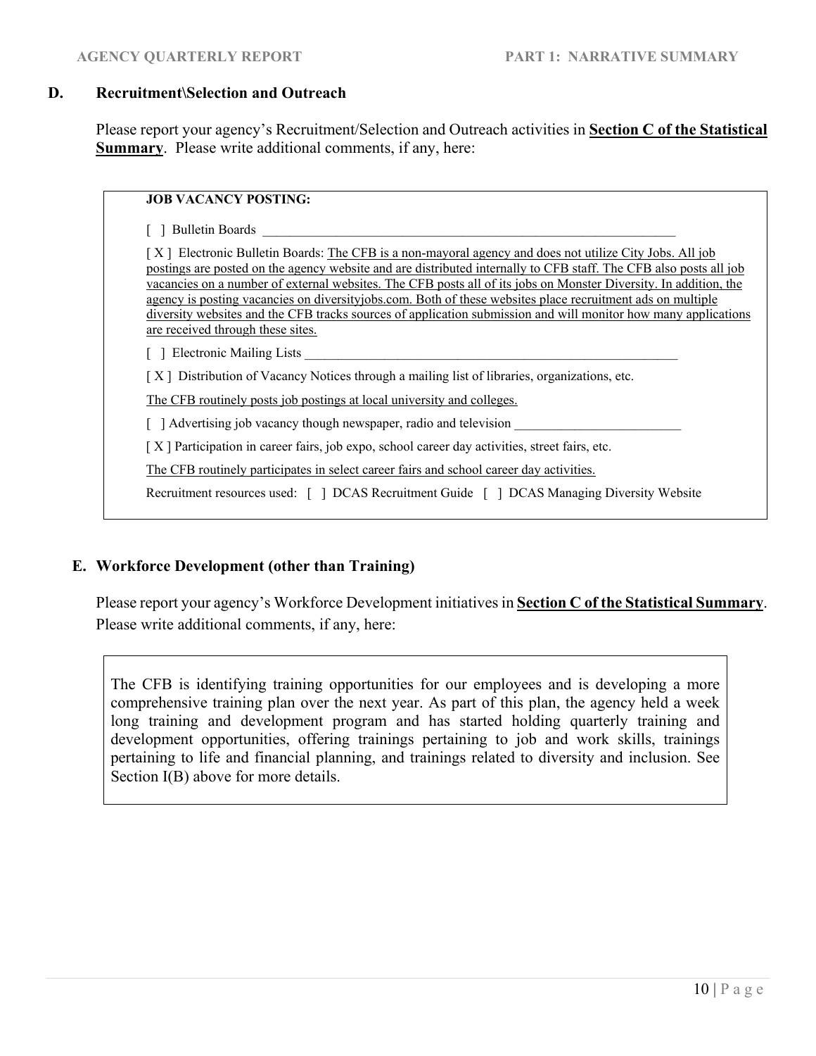## D. Recruitment\Selection and Outreach

Please report your agency's Recruitment/Selection and Outreach activities in **Section C of the Statistical Summary**. Please write additional comments, if any, here:

**JOB VACANCY POSTING:**

[ ] Bulletin Boards ______________________________________________

[ X ] Electronic Bulletin Boards: The CFB is a non-mayoral agency and does not utilize City Jobs. All job postings are posted on the agency website and are distributed internally to CFB staff. The CFB also posts all job vacancies on a number of external websites. The CFB posts all of its jobs on Monster Diversity. In addition, the agency is posting vacancies on diversityjobs.com. Both of these websites place recruitment ads on multiple diversity websites and the CFB tracks sources of application submission and will monitor how many applications are received through these sites.

[ ] Electronic Mailing Lists ______________________________________________

[ X ] Distribution of Vacancy Notices through a mailing list of libraries, organizations, etc.

The CFB routinely posts job postings at local university and colleges.

[ ] Advertising job vacancy though newspaper, radio and television ___________________________

[ X ] Participation in career fairs, job expo, school career day activities, street fairs, etc.

The CFB routinely participates in select career fairs and school career day activities.

Recruitment resources used: [ ] DCAS Recruitment Guide [ ] DCAS Managing Diversity Website

## E. Workforce Development (other than Training)

Please report your agency's Workforce Development initiatives in **Section C of the Statistical Summary**. Please write additional comments, if any, here:

The CFB is identifying training opportunities for our employees and is developing a more comprehensive training plan over the next year. As part of this plan, the agency held a week long training and development program and has started holding quarterly training and development opportunities, offering trainings pertaining to job and work skills, trainings pertaining to life and financial planning, and trainings related to diversity and inclusion. See Section I(B) above for more details.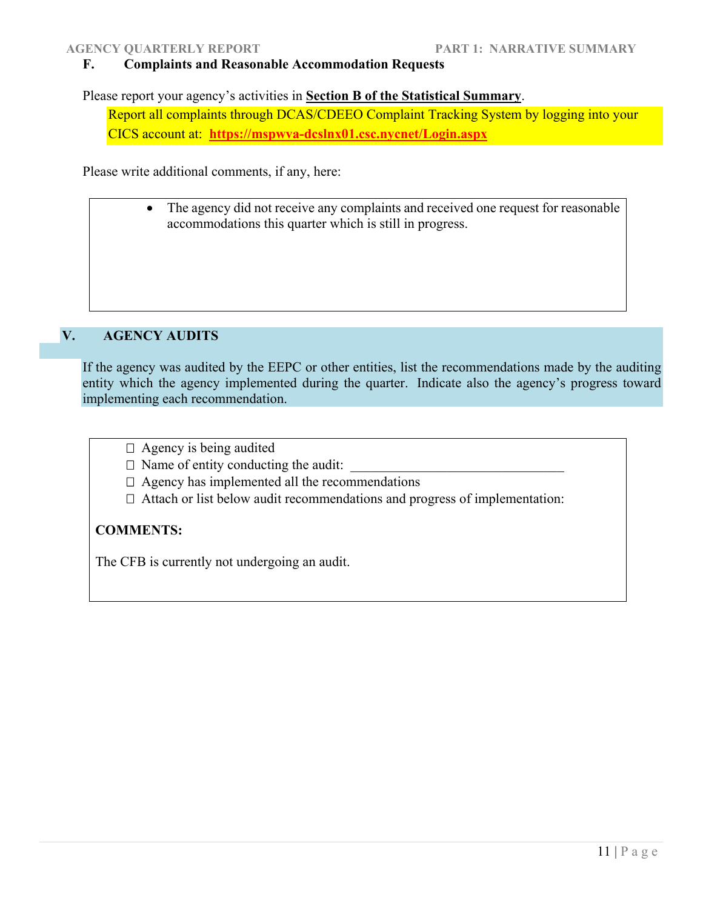### F. Complaints and Reasonable Accommodation Requests

Please report your agency's activities in **Section B of the Statistical Summary**.

Report all complaints through DCAS/CDEEO Complaint Tracking System by logging into your CICS account at: **https://mspwva-dcslnx01.csc.nycnet/Login.aspx**

Please write additional comments, if any, here:

- The agency did not receive any complaints and received one request for reasonable accommodations this quarter which is still in progress.

## V. AGENCY AUDITS

If the agency was audited by the EEPC or other entities, list the recommendations made by the auditing entity which the agency implemented during the quarter. Indicate also the agency's progress toward implementing each recommendation.

- ☐ Agency is being audited
- ☐ Name of entity conducting the audit: ________________________________
- ☐ Agency has implemented all the recommendations
- ☐ Attach or list below audit recommendations and progress of implementation:

**COMMENTS:**

The CFB is currently not undergoing an audit.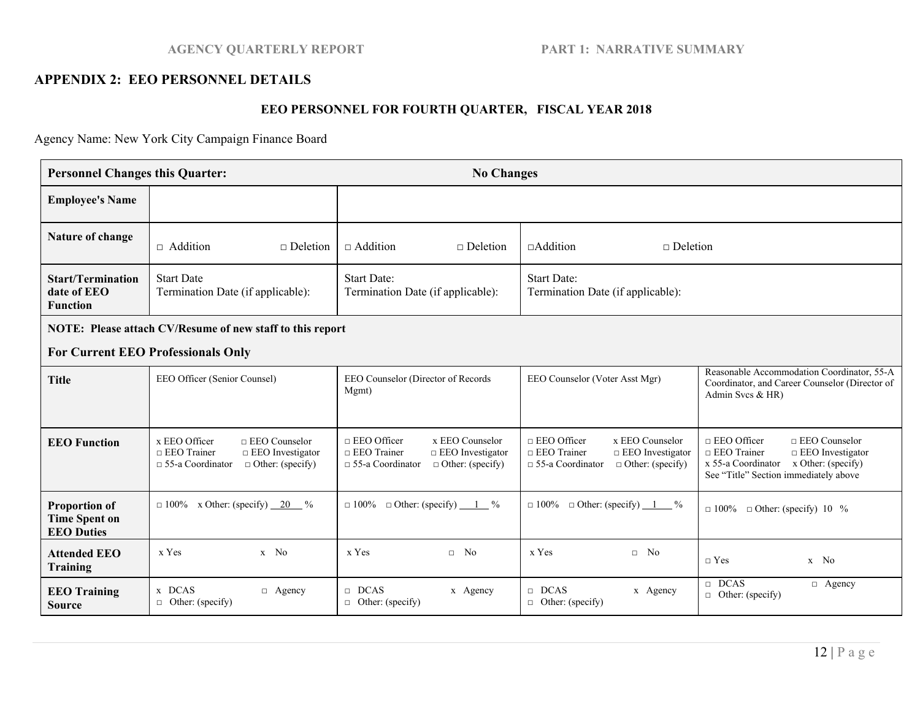## APPENDIX 2: EEO PERSONNEL DETAILS

### EEO PERSONNEL FOR FOURTH QUARTER, FISCAL YEAR 2018

Agency Name: New York City Campaign Finance Board

| **Personnel Changes this Quarter:** | **No Changes** | | |
|---|---|---|---|
| **Employee's Name** | | | |
| **Nature of change** | □ Addition □ Deletion | □ Addition □ Deletion | □Addition □ Deletion |
| **Start/Termination date of EEO Function** | Start Date<br>Termination Date (if applicable): | Start Date:<br>Termination Date (if applicable): | Start Date:<br>Termination Date (if applicable): |

**NOTE: Please attach CV/Resume of new staff to this report**

**For Current EEO Professionals Only**

| | | | | |
|---|---|---|---|---|
| **Title** | EEO Officer (Senior Counsel) | EEO Counselor (Director of Records Mgmt) | EEO Counselor (Voter Asst Mgr) | Reasonable Accommodation Coordinator, 55-A Coordinator, and Career Counselor (Director of Admin Svcs & HR) |
| **EEO Function** | x EEO Officer □ EEO Counselor □ EEO Trainer □ EEO Investigator □ 55-a Coordinator □ Other: (specify) | □ EEO Officer x EEO Counselor □ EEO Trainer □ EEO Investigator □ 55-a Coordinator □ Other: (specify) | □ EEO Officer x EEO Counselor □ EEO Trainer □ EEO Investigator □ 55-a Coordinator □ Other: (specify) | □ EEO Officer □ EEO Counselor □ EEO Trainer □ EEO Investigator x 55-a Coordinator x Other: (specify) See "Title" Section immediately above |
| **Proportion of Time Spent on EEO Duties** | □ 100% x Other: (specify) 20 % | □ 100% □ Other: (specify) 1 % | □ 100% □ Other: (specify) 1 % | □ 100% □ Other: (specify) 10 % |
| **Attended EEO Training** | x Yes x No | x Yes □ No | x Yes □ No | □ Yes x No |
| **EEO Training Source** | x DCAS □ Agency □ Other: (specify) | □ DCAS x Agency □ Other: (specify) | □ DCAS x Agency □ Other: (specify) | □ DCAS □ Agency □ Other: (specify) |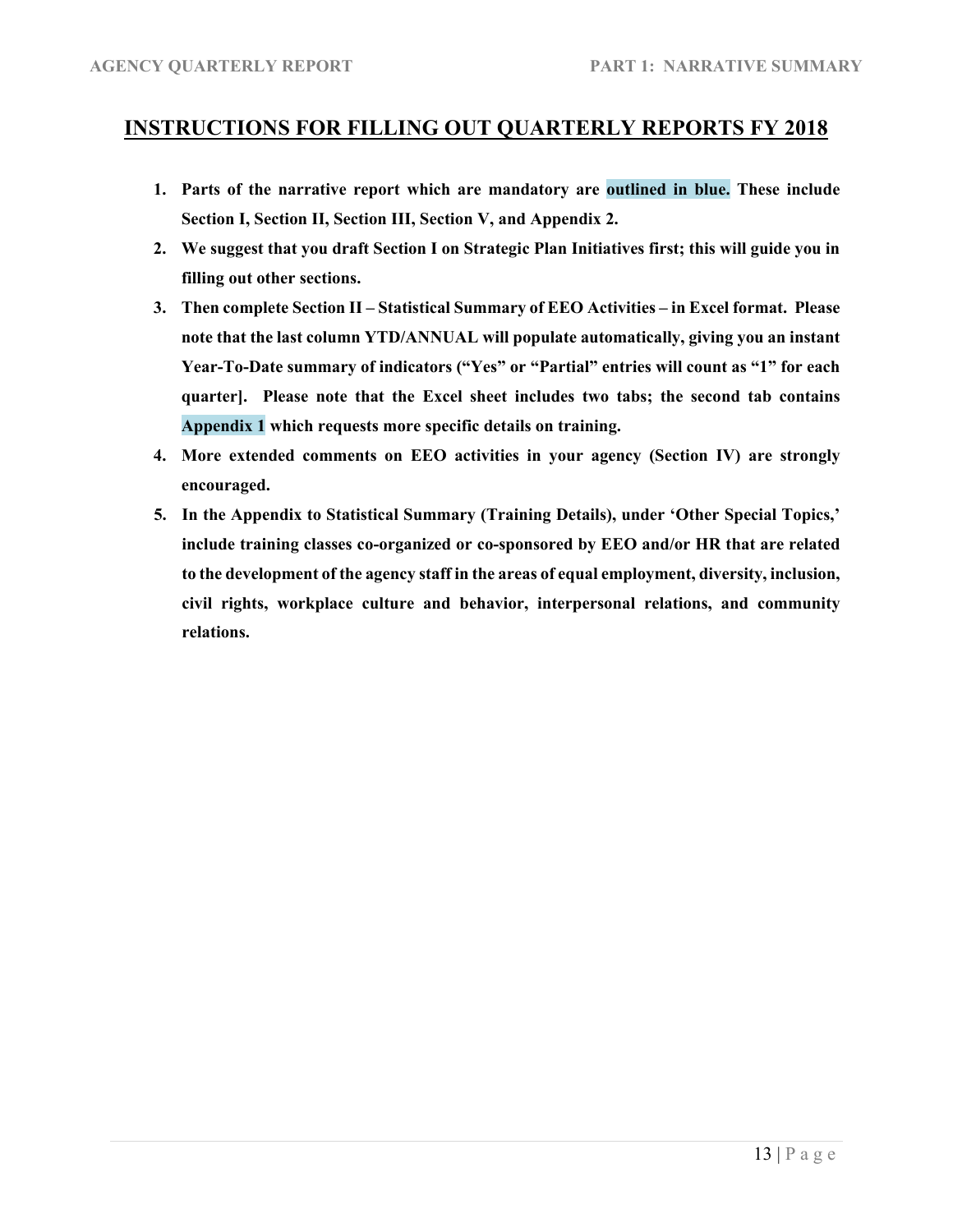## INSTRUCTIONS FOR FILLING OUT QUARTERLY REPORTS FY 2018

1. **Parts of the narrative report which are mandatory are outlined in blue. These include Section I, Section II, Section III, Section V, and Appendix 2.**
2. **We suggest that you draft Section I on Strategic Plan Initiatives first; this will guide you in filling out other sections.**
3. **Then complete Section II – Statistical Summary of EEO Activities – in Excel format. Please note that the last column YTD/ANNUAL will populate automatically, giving you an instant Year-To-Date summary of indicators ("Yes" or "Partial" entries will count as "1" for each quarter]. Please note that the Excel sheet includes two tabs; the second tab contains Appendix 1 which requests more specific details on training.**
4. **More extended comments on EEO activities in your agency (Section IV) are strongly encouraged.**
5. **In the Appendix to Statistical Summary (Training Details), under 'Other Special Topics,' include training classes co-organized or co-sponsored by EEO and/or HR that are related to the development of the agency staff in the areas of equal employment, diversity, inclusion, civil rights, workplace culture and behavior, interpersonal relations, and community relations.**